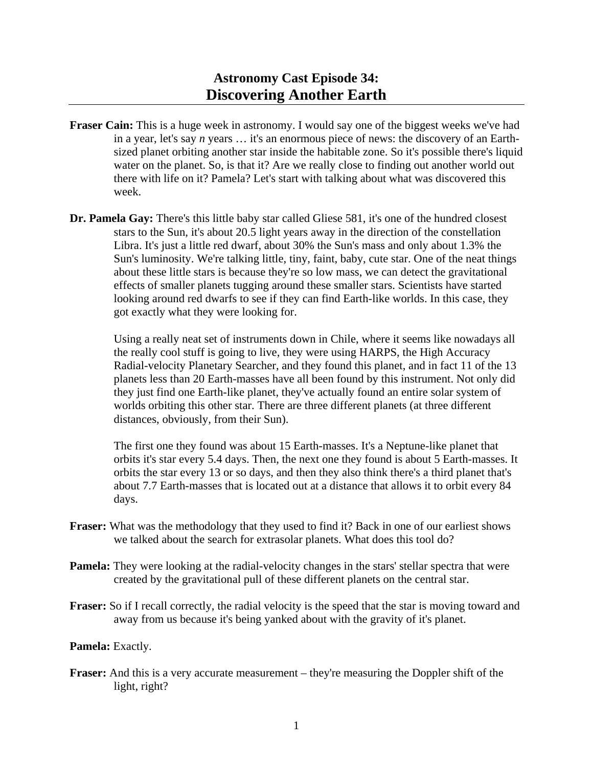# Astronomy Cast Episode 34:
# Discovering Another Earth

**Fraser Cain:** This is a huge week in astronomy. I would say one of the biggest weeks we've had in a year, let's say *n* years … it's an enormous piece of news: the discovery of an Earth-sized planet orbiting another star inside the habitable zone. So it's possible there's liquid water on the planet. So, is that it? Are we really close to finding out another world out there with life on it? Pamela? Let's start with talking about what was discovered this week.

**Dr. Pamela Gay:** There's this little baby star called Gliese 581, it's one of the hundred closest stars to the Sun, it's about 20.5 light years away in the direction of the constellation Libra. It's just a little red dwarf, about 30% the Sun's mass and only about 1.3% the Sun's luminosity. We're talking little, tiny, faint, baby, cute star. One of the neat things about these little stars is because they're so low mass, we can detect the gravitational effects of smaller planets tugging around these smaller stars. Scientists have started looking around red dwarfs to see if they can find Earth-like worlds. In this case, they got exactly what they were looking for.

Using a really neat set of instruments down in Chile, where it seems like nowadays all the really cool stuff is going to live, they were using HARPS, the High Accuracy Radial-velocity Planetary Searcher, and they found this planet, and in fact 11 of the 13 planets less than 20 Earth-masses have all been found by this instrument. Not only did they just find one Earth-like planet, they've actually found an entire solar system of worlds orbiting this other star. There are three different planets (at three different distances, obviously, from their Sun).

The first one they found was about 15 Earth-masses. It's a Neptune-like planet that orbits it's star every 5.4 days. Then, the next one they found is about 5 Earth-masses. It orbits the star every 13 or so days, and then they also think there's a third planet that's about 7.7 Earth-masses that is located out at a distance that allows it to orbit every 84 days.

**Fraser:** What was the methodology that they used to find it? Back in one of our earliest shows we talked about the search for extrasolar planets. What does this tool do?

**Pamela:** They were looking at the radial-velocity changes in the stars' stellar spectra that were created by the gravitational pull of these different planets on the central star.

**Fraser:** So if I recall correctly, the radial velocity is the speed that the star is moving toward and away from us because it's being yanked about with the gravity of it's planet.

**Pamela:** Exactly.

**Fraser:** And this is a very accurate measurement – they're measuring the Doppler shift of the light, right?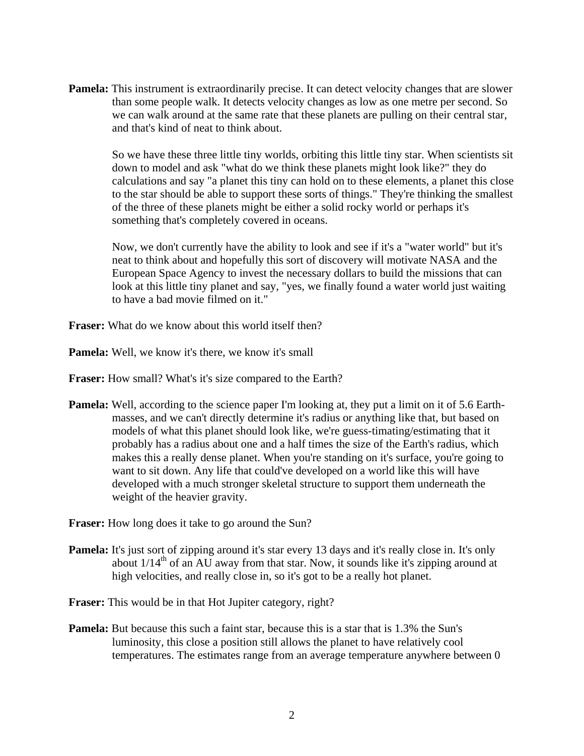**Pamela:** This instrument is extraordinarily precise. It can detect velocity changes that are slower than some people walk. It detects velocity changes as low as one metre per second. So we can walk around at the same rate that these planets are pulling on their central star, and that's kind of neat to think about.

So we have these three little tiny worlds, orbiting this little tiny star. When scientists sit down to model and ask "what do we think these planets might look like?" they do calculations and say "a planet this tiny can hold on to these elements, a planet this close to the star should be able to support these sorts of things." They're thinking the smallest of the three of these planets might be either a solid rocky world or perhaps it's something that's completely covered in oceans.

Now, we don't currently have the ability to look and see if it's a "water world" but it's neat to think about and hopefully this sort of discovery will motivate NASA and the European Space Agency to invest the necessary dollars to build the missions that can look at this little tiny planet and say, "yes, we finally found a water world just waiting to have a bad movie filmed on it."

**Fraser:** What do we know about this world itself then?

**Pamela:** Well, we know it's there, we know it's small

**Fraser:** How small? What's it's size compared to the Earth?

**Pamela:** Well, according to the science paper I'm looking at, they put a limit on it of 5.6 Earth-masses, and we can't directly determine it's radius or anything like that, but based on models of what this planet should look like, we're guess-timating/estimating that it probably has a radius about one and a half times the size of the Earth's radius, which makes this a really dense planet. When you're standing on it's surface, you're going to want to sit down. Any life that could've developed on a world like this will have developed with a much stronger skeletal structure to support them underneath the weight of the heavier gravity.

**Fraser:** How long does it take to go around the Sun?

**Pamela:** It's just sort of zipping around it's star every 13 days and it's really close in. It's only about 1/14th of an AU away from that star. Now, it sounds like it's zipping around at high velocities, and really close in, so it's got to be a really hot planet.

**Fraser:** This would be in that Hot Jupiter category, right?

**Pamela:** But because this such a faint star, because this is a star that is 1.3% the Sun's luminosity, this close a position still allows the planet to have relatively cool temperatures. The estimates range from an average temperature anywhere between 0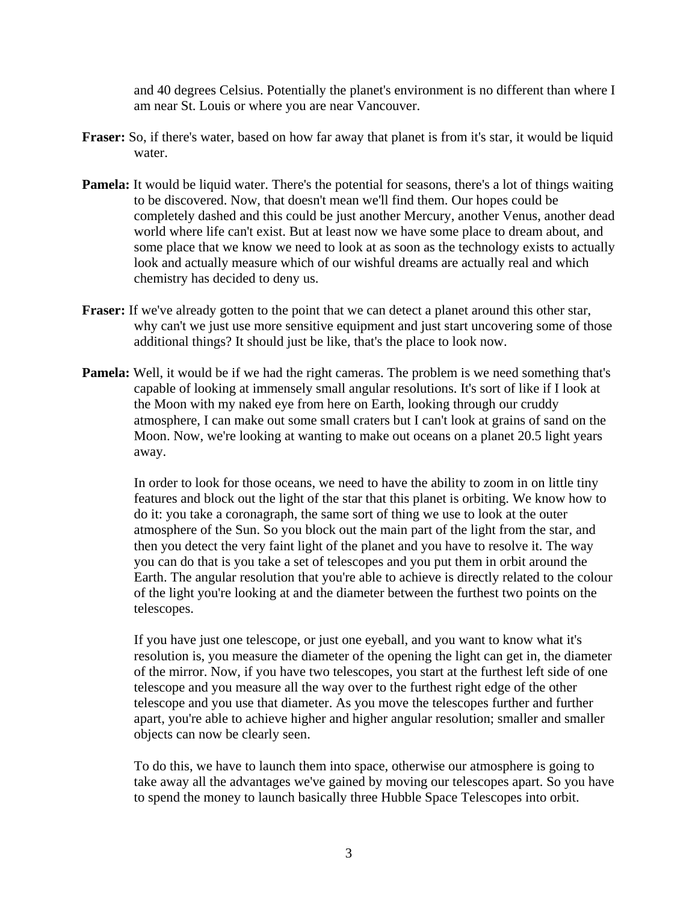and 40 degrees Celsius. Potentially the planet's environment is no different than where I am near St. Louis or where you are near Vancouver.

**Fraser:** So, if there's water, based on how far away that planet is from it's star, it would be liquid water.

**Pamela:** It would be liquid water. There's the potential for seasons, there's a lot of things waiting to be discovered. Now, that doesn't mean we'll find them. Our hopes could be completely dashed and this could be just another Mercury, another Venus, another dead world where life can't exist. But at least now we have some place to dream about, and some place that we know we need to look at as soon as the technology exists to actually look and actually measure which of our wishful dreams are actually real and which chemistry has decided to deny us.

**Fraser:** If we've already gotten to the point that we can detect a planet around this other star, why can't we just use more sensitive equipment and just start uncovering some of those additional things? It should just be like, that's the place to look now.

**Pamela:** Well, it would be if we had the right cameras. The problem is we need something that's capable of looking at immensely small angular resolutions. It's sort of like if I look at the Moon with my naked eye from here on Earth, looking through our cruddy atmosphere, I can make out some small craters but I can't look at grains of sand on the Moon. Now, we're looking at wanting to make out oceans on a planet 20.5 light years away.

In order to look for those oceans, we need to have the ability to zoom in on little tiny features and block out the light of the star that this planet is orbiting. We know how to do it: you take a coronagraph, the same sort of thing we use to look at the outer atmosphere of the Sun. So you block out the main part of the light from the star, and then you detect the very faint light of the planet and you have to resolve it. The way you can do that is you take a set of telescopes and you put them in orbit around the Earth. The angular resolution that you're able to achieve is directly related to the colour of the light you're looking at and the diameter between the furthest two points on the telescopes.

If you have just one telescope, or just one eyeball, and you want to know what it's resolution is, you measure the diameter of the opening the light can get in, the diameter of the mirror. Now, if you have two telescopes, you start at the furthest left side of one telescope and you measure all the way over to the furthest right edge of the other telescope and you use that diameter. As you move the telescopes further and further apart, you're able to achieve higher and higher angular resolution; smaller and smaller objects can now be clearly seen.

To do this, we have to launch them into space, otherwise our atmosphere is going to take away all the advantages we've gained by moving our telescopes apart. So you have to spend the money to launch basically three Hubble Space Telescopes into orbit.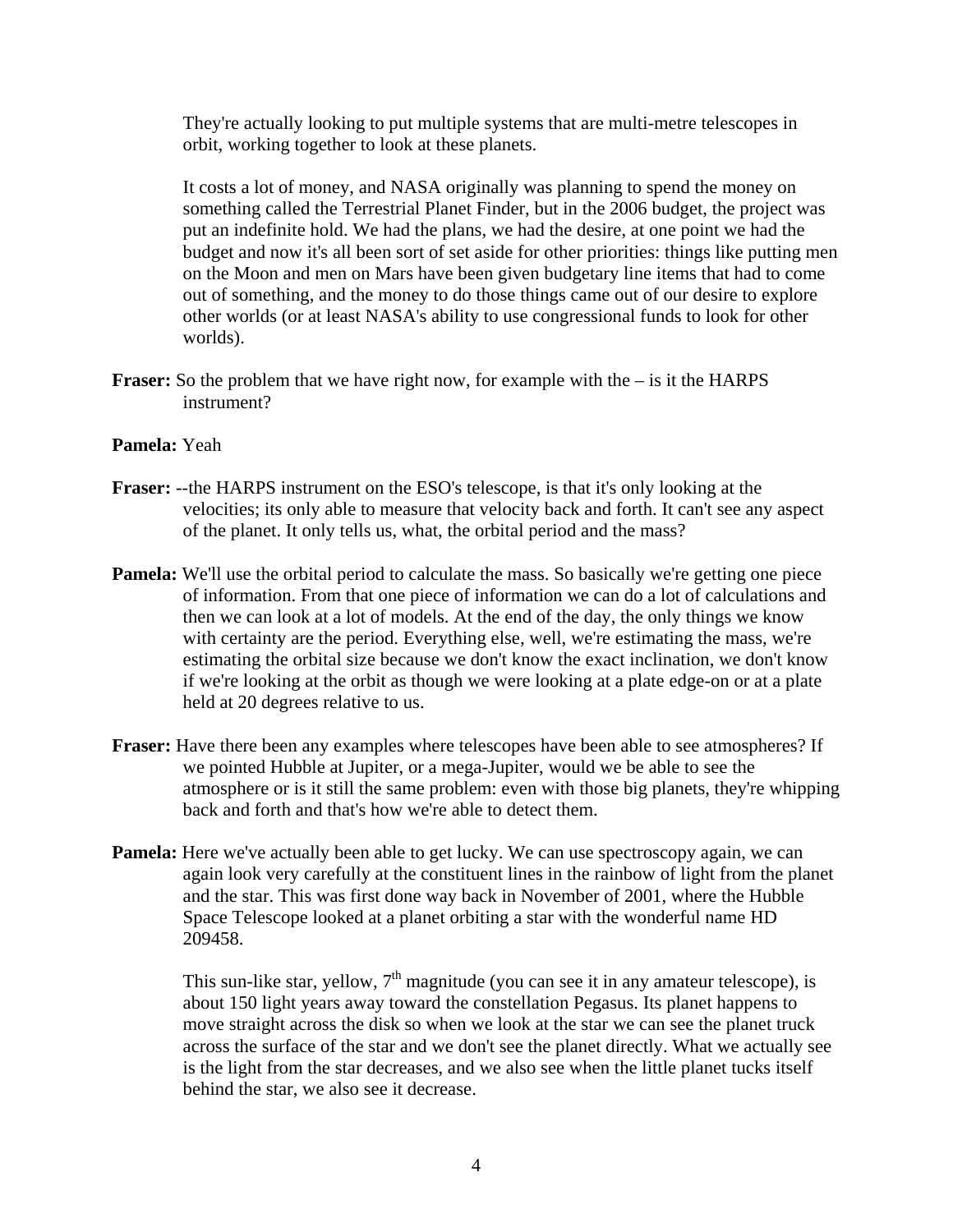They're actually looking to put multiple systems that are multi-metre telescopes in orbit, working together to look at these planets.

It costs a lot of money, and NASA originally was planning to spend the money on something called the Terrestrial Planet Finder, but in the 2006 budget, the project was put an indefinite hold. We had the plans, we had the desire, at one point we had the budget and now it's all been sort of set aside for other priorities: things like putting men on the Moon and men on Mars have been given budgetary line items that had to come out of something, and the money to do those things came out of our desire to explore other worlds (or at least NASA's ability to use congressional funds to look for other worlds).

**Fraser:** So the problem that we have right now, for example with the – is it the HARPS instrument?

**Pamela:** Yeah

**Fraser:** --the HARPS instrument on the ESO's telescope, is that it's only looking at the velocities; its only able to measure that velocity back and forth. It can't see any aspect of the planet. It only tells us, what, the orbital period and the mass?

**Pamela:** We'll use the orbital period to calculate the mass. So basically we're getting one piece of information. From that one piece of information we can do a lot of calculations and then we can look at a lot of models. At the end of the day, the only things we know with certainty are the period. Everything else, well, we're estimating the mass, we're estimating the orbital size because we don't know the exact inclination, we don't know if we're looking at the orbit as though we were looking at a plate edge-on or at a plate held at 20 degrees relative to us.

**Fraser:** Have there been any examples where telescopes have been able to see atmospheres? If we pointed Hubble at Jupiter, or a mega-Jupiter, would we be able to see the atmosphere or is it still the same problem: even with those big planets, they're whipping back and forth and that's how we're able to detect them.

**Pamela:** Here we've actually been able to get lucky. We can use spectroscopy again, we can again look very carefully at the constituent lines in the rainbow of light from the planet and the star. This was first done way back in November of 2001, where the Hubble Space Telescope looked at a planet orbiting a star with the wonderful name HD 209458.

This sun-like star, yellow, 7th magnitude (you can see it in any amateur telescope), is about 150 light years away toward the constellation Pegasus. Its planet happens to move straight across the disk so when we look at the star we can see the planet truck across the surface of the star and we don't see the planet directly. What we actually see is the light from the star decreases, and we also see when the little planet tucks itself behind the star, we also see it decrease.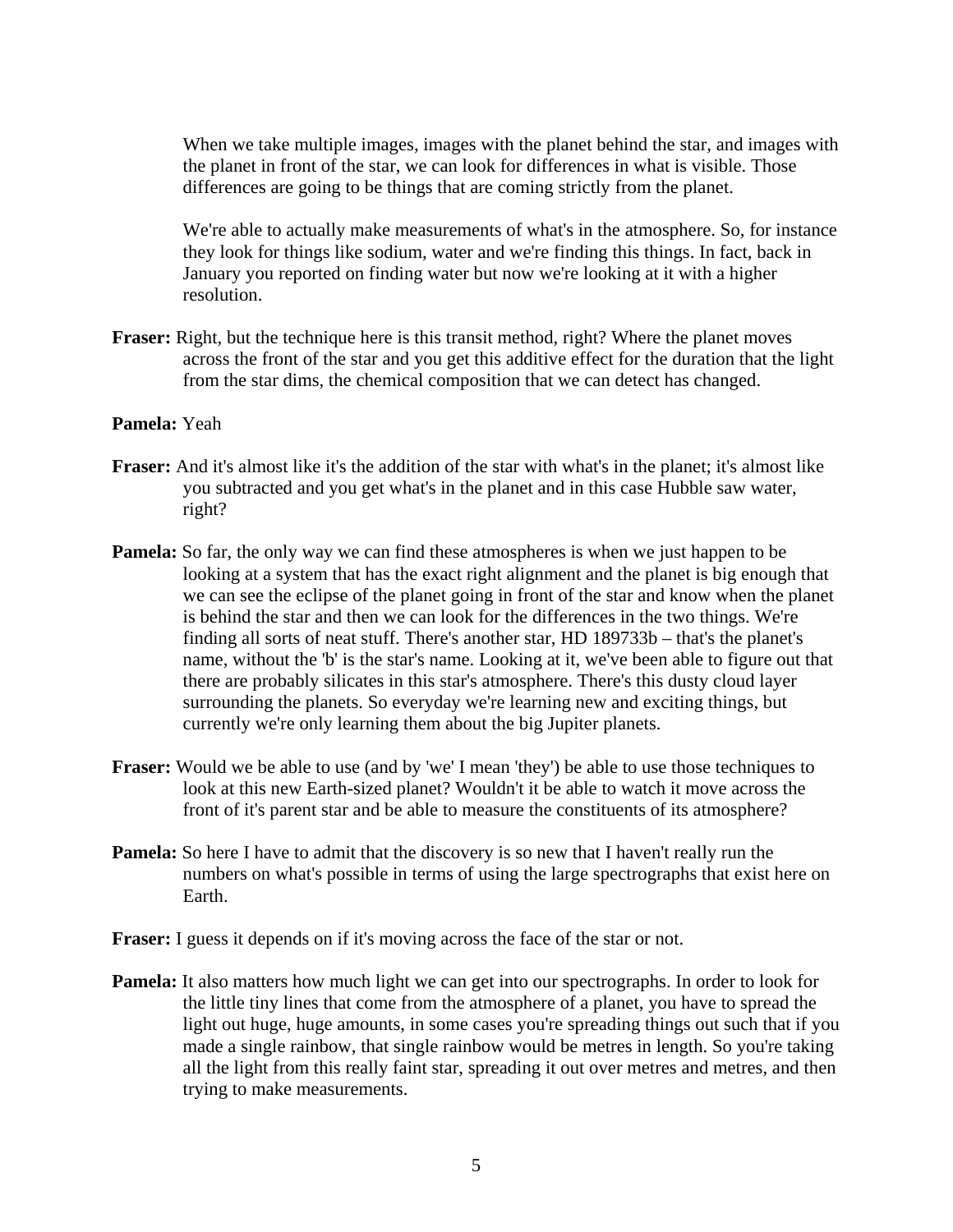When we take multiple images, images with the planet behind the star, and images with the planet in front of the star, we can look for differences in what is visible. Those differences are going to be things that are coming strictly from the planet.

We're able to actually make measurements of what's in the atmosphere. So, for instance they look for things like sodium, water and we're finding this things. In fact, back in January you reported on finding water but now we're looking at it with a higher resolution.

**Fraser:** Right, but the technique here is this transit method, right? Where the planet moves across the front of the star and you get this additive effect for the duration that the light from the star dims, the chemical composition that we can detect has changed.

**Pamela:** Yeah

**Fraser:** And it's almost like it's the addition of the star with what's in the planet; it's almost like you subtracted and you get what's in the planet and in this case Hubble saw water, right?

**Pamela:** So far, the only way we can find these atmospheres is when we just happen to be looking at a system that has the exact right alignment and the planet is big enough that we can see the eclipse of the planet going in front of the star and know when the planet is behind the star and then we can look for the differences in the two things. We're finding all sorts of neat stuff. There's another star, HD 189733b – that's the planet's name, without the 'b' is the star's name. Looking at it, we've been able to figure out that there are probably silicates in this star's atmosphere. There's this dusty cloud layer surrounding the planets. So everyday we're learning new and exciting things, but currently we're only learning them about the big Jupiter planets.

**Fraser:** Would we be able to use (and by 'we' I mean 'they') be able to use those techniques to look at this new Earth-sized planet? Wouldn't it be able to watch it move across the front of it's parent star and be able to measure the constituents of its atmosphere?

**Pamela:** So here I have to admit that the discovery is so new that I haven't really run the numbers on what's possible in terms of using the large spectrographs that exist here on Earth.

**Fraser:** I guess it depends on if it's moving across the face of the star or not.

**Pamela:** It also matters how much light we can get into our spectrographs. In order to look for the little tiny lines that come from the atmosphere of a planet, you have to spread the light out huge, huge amounts, in some cases you're spreading things out such that if you made a single rainbow, that single rainbow would be metres in length. So you're taking all the light from this really faint star, spreading it out over metres and metres, and then trying to make measurements.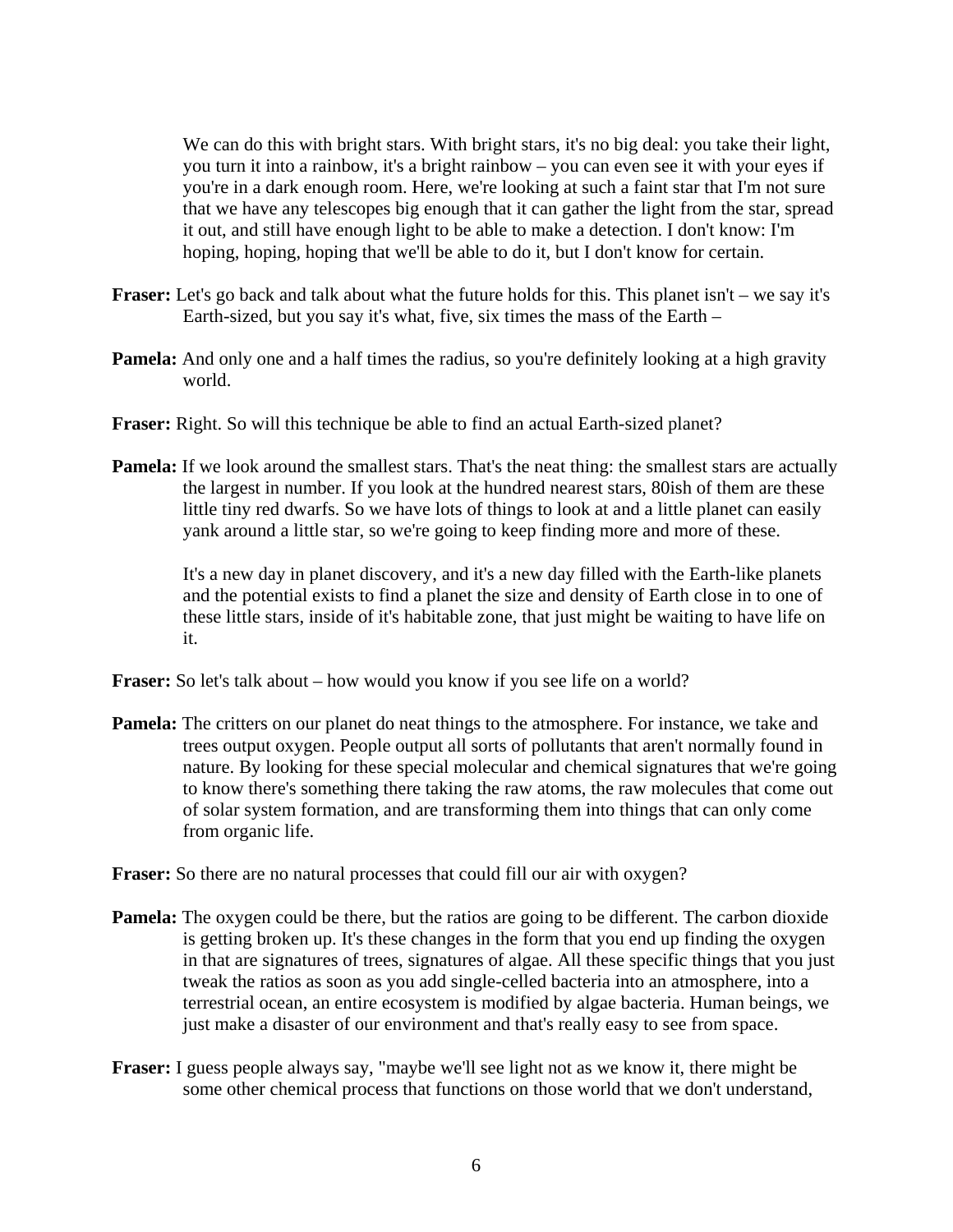We can do this with bright stars. With bright stars, it's no big deal: you take their light, you turn it into a rainbow, it's a bright rainbow – you can even see it with your eyes if you're in a dark enough room. Here, we're looking at such a faint star that I'm not sure that we have any telescopes big enough that it can gather the light from the star, spread it out, and still have enough light to be able to make a detection. I don't know: I'm hoping, hoping, hoping that we'll be able to do it, but I don't know for certain.

**Fraser:** Let's go back and talk about what the future holds for this. This planet isn't – we say it's Earth-sized, but you say it's what, five, six times the mass of the Earth –

**Pamela:** And only one and a half times the radius, so you're definitely looking at a high gravity world.

**Fraser:** Right. So will this technique be able to find an actual Earth-sized planet?

**Pamela:** If we look around the smallest stars. That's the neat thing: the smallest stars are actually the largest in number. If you look at the hundred nearest stars, 80ish of them are these little tiny red dwarfs. So we have lots of things to look at and a little planet can easily yank around a little star, so we're going to keep finding more and more of these.

It's a new day in planet discovery, and it's a new day filled with the Earth-like planets and the potential exists to find a planet the size and density of Earth close in to one of these little stars, inside of it's habitable zone, that just might be waiting to have life on it.

**Fraser:** So let's talk about – how would you know if you see life on a world?

**Pamela:** The critters on our planet do neat things to the atmosphere. For instance, we take and trees output oxygen. People output all sorts of pollutants that aren't normally found in nature. By looking for these special molecular and chemical signatures that we're going to know there's something there taking the raw atoms, the raw molecules that come out of solar system formation, and are transforming them into things that can only come from organic life.

**Fraser:** So there are no natural processes that could fill our air with oxygen?

**Pamela:** The oxygen could be there, but the ratios are going to be different. The carbon dioxide is getting broken up. It's these changes in the form that you end up finding the oxygen in that are signatures of trees, signatures of algae. All these specific things that you just tweak the ratios as soon as you add single-celled bacteria into an atmosphere, into a terrestrial ocean, an entire ecosystem is modified by algae bacteria. Human beings, we just make a disaster of our environment and that's really easy to see from space.

**Fraser:** I guess people always say, "maybe we'll see light not as we know it, there might be some other chemical process that functions on those world that we don't understand,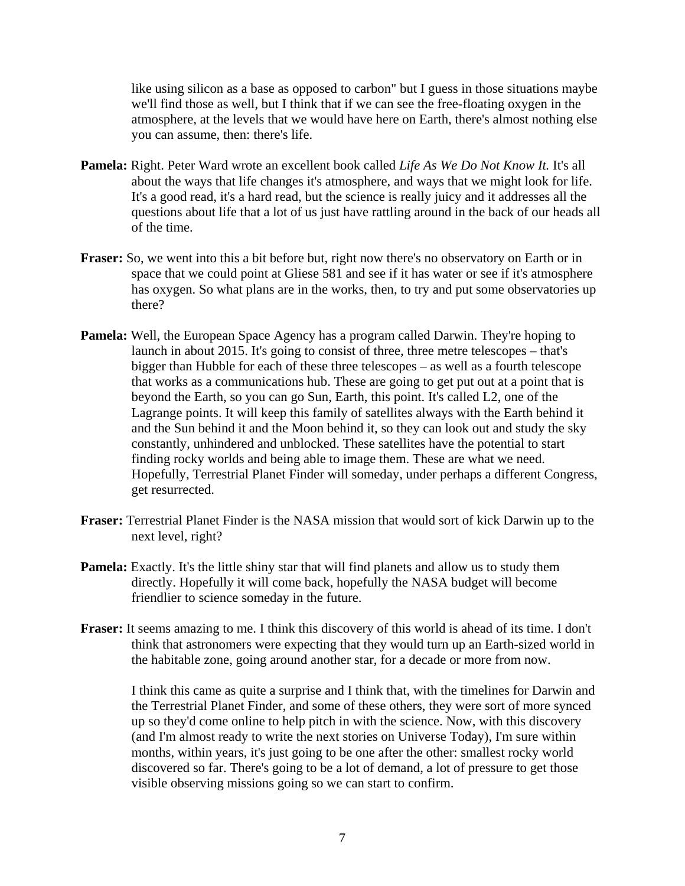like using silicon as a base as opposed to carbon" but I guess in those situations maybe we'll find those as well, but I think that if we can see the free-floating oxygen in the atmosphere, at the levels that we would have here on Earth, there's almost nothing else you can assume, then: there's life.

**Pamela:** Right. Peter Ward wrote an excellent book called *Life As We Do Not Know It.* It's all about the ways that life changes it's atmosphere, and ways that we might look for life. It's a good read, it's a hard read, but the science is really juicy and it addresses all the questions about life that a lot of us just have rattling around in the back of our heads all of the time.

**Fraser:** So, we went into this a bit before but, right now there's no observatory on Earth or in space that we could point at Gliese 581 and see if it has water or see if it's atmosphere has oxygen. So what plans are in the works, then, to try and put some observatories up there?

**Pamela:** Well, the European Space Agency has a program called Darwin. They're hoping to launch in about 2015. It's going to consist of three, three metre telescopes – that's bigger than Hubble for each of these three telescopes – as well as a fourth telescope that works as a communications hub. These are going to get put out at a point that is beyond the Earth, so you can go Sun, Earth, this point. It's called L2, one of the Lagrange points. It will keep this family of satellites always with the Earth behind it and the Sun behind it and the Moon behind it, so they can look out and study the sky constantly, unhindered and unblocked. These satellites have the potential to start finding rocky worlds and being able to image them. These are what we need. Hopefully, Terrestrial Planet Finder will someday, under perhaps a different Congress, get resurrected.

**Fraser:** Terrestrial Planet Finder is the NASA mission that would sort of kick Darwin up to the next level, right?

**Pamela:** Exactly. It's the little shiny star that will find planets and allow us to study them directly. Hopefully it will come back, hopefully the NASA budget will become friendlier to science someday in the future.

**Fraser:** It seems amazing to me. I think this discovery of this world is ahead of its time. I don't think that astronomers were expecting that they would turn up an Earth-sized world in the habitable zone, going around another star, for a decade or more from now.

I think this came as quite a surprise and I think that, with the timelines for Darwin and the Terrestrial Planet Finder, and some of these others, they were sort of more synced up so they'd come online to help pitch in with the science. Now, with this discovery (and I'm almost ready to write the next stories on Universe Today), I'm sure within months, within years, it's just going to be one after the other: smallest rocky world discovered so far. There's going to be a lot of demand, a lot of pressure to get those visible observing missions going so we can start to confirm.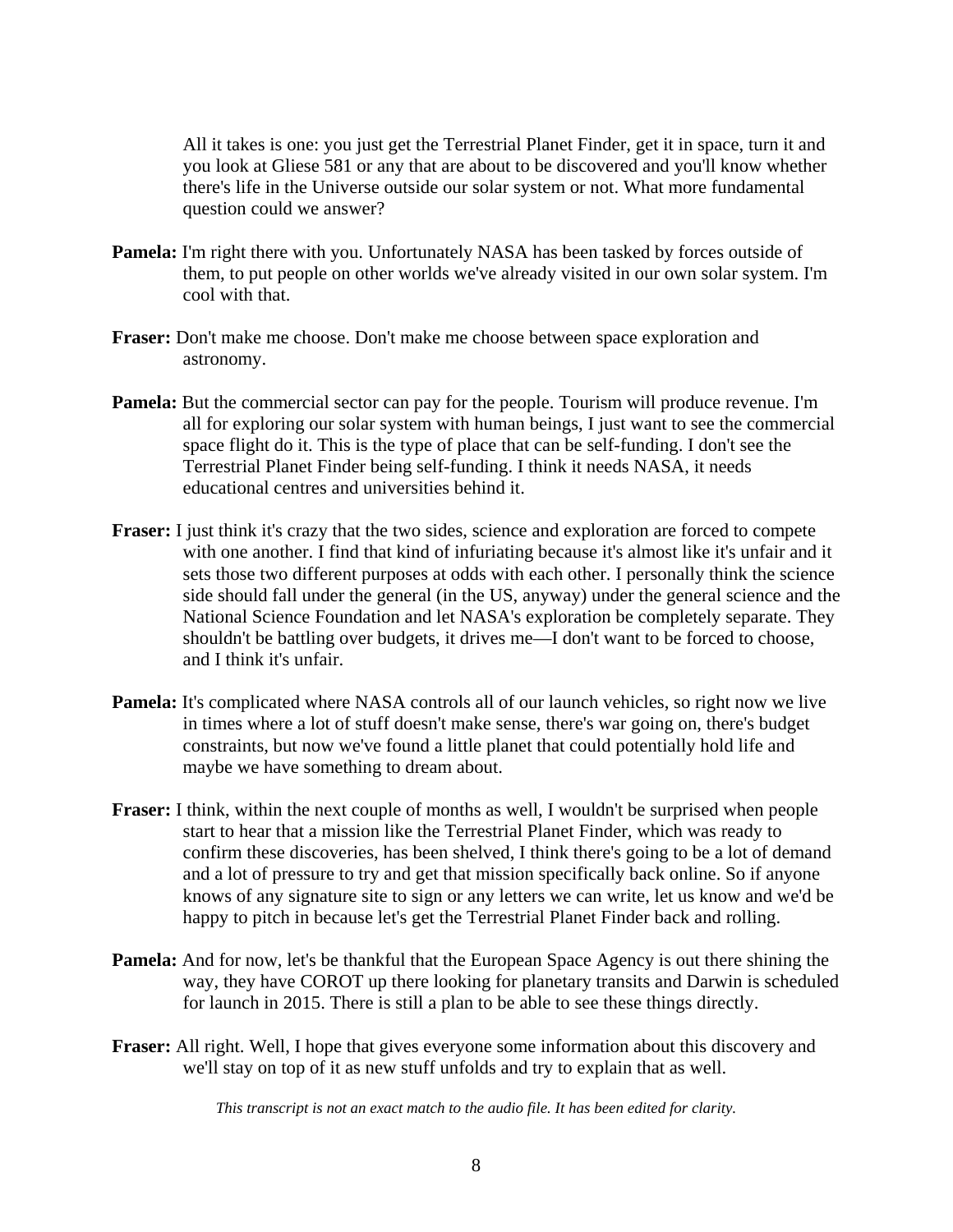All it takes is one: you just get the Terrestrial Planet Finder, get it in space, turn it and you look at Gliese 581 or any that are about to be discovered and you'll know whether there's life in the Universe outside our solar system or not. What more fundamental question could we answer?

**Pamela:** I'm right there with you. Unfortunately NASA has been tasked by forces outside of them, to put people on other worlds we've already visited in our own solar system. I'm cool with that.

**Fraser:** Don't make me choose. Don't make me choose between space exploration and astronomy.

**Pamela:** But the commercial sector can pay for the people. Tourism will produce revenue. I'm all for exploring our solar system with human beings, I just want to see the commercial space flight do it. This is the type of place that can be self-funding. I don't see the Terrestrial Planet Finder being self-funding. I think it needs NASA, it needs educational centres and universities behind it.

**Fraser:** I just think it's crazy that the two sides, science and exploration are forced to compete with one another. I find that kind of infuriating because it's almost like it's unfair and it sets those two different purposes at odds with each other. I personally think the science side should fall under the general (in the US, anyway) under the general science and the National Science Foundation and let NASA's exploration be completely separate. They shouldn't be battling over budgets, it drives me—I don't want to be forced to choose, and I think it's unfair.

**Pamela:** It's complicated where NASA controls all of our launch vehicles, so right now we live in times where a lot of stuff doesn't make sense, there's war going on, there's budget constraints, but now we've found a little planet that could potentially hold life and maybe we have something to dream about.

**Fraser:** I think, within the next couple of months as well, I wouldn't be surprised when people start to hear that a mission like the Terrestrial Planet Finder, which was ready to confirm these discoveries, has been shelved, I think there's going to be a lot of demand and a lot of pressure to try and get that mission specifically back online. So if anyone knows of any signature site to sign or any letters we can write, let us know and we'd be happy to pitch in because let's get the Terrestrial Planet Finder back and rolling.

**Pamela:** And for now, let's be thankful that the European Space Agency is out there shining the way, they have COROT up there looking for planetary transits and Darwin is scheduled for launch in 2015. There is still a plan to be able to see these things directly.

**Fraser:** All right. Well, I hope that gives everyone some information about this discovery and we'll stay on top of it as new stuff unfolds and try to explain that as well.

*This transcript is not an exact match to the audio file. It has been edited for clarity.*